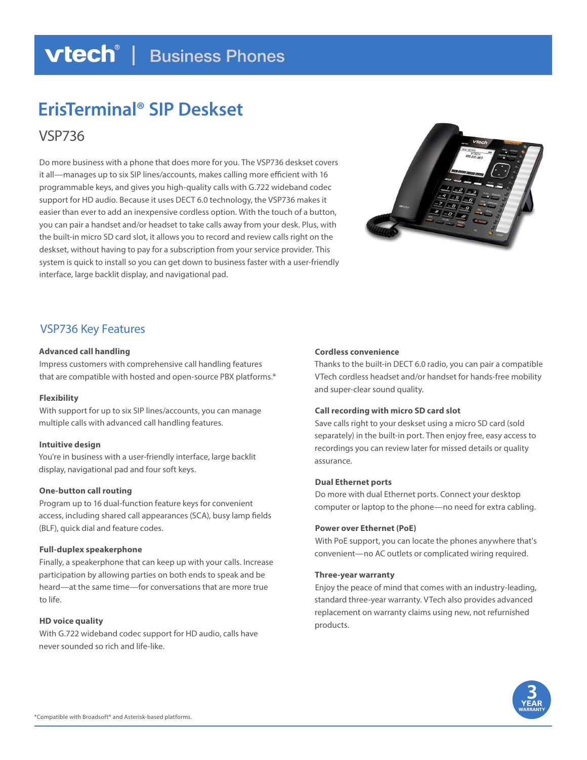vtech® | Business Phones

# ErisTerminal® SIP Deskset

## VSP736

Do more business with a phone that does more for you. The VSP736 deskset covers it all—manages up to six SIP lines/accounts, makes calling more efficient with 16 programmable keys, and gives you high-quality calls with G.722 wideband codec support for HD audio. Because it uses DECT 6.0 technology, the VSP736 makes it easier than ever to add an inexpensive cordless option. With the touch of a button, you can pair a handset and/or headset to take calls away from your desk. Plus, with the built-in micro SD card slot, it allows you to record and review calls right on the deskset, without having to pay for a subscription from your service provider. This system is quick to install so you can get down to business faster with a user-friendly interface, large backlit display, and navigational pad.

## VSP736 Key Features

**Advanced call handling**
Impress customers with comprehensive call handling features that are compatible with hosted and open-source PBX platforms.*

**Flexibility**
With support for up to six SIP lines/accounts, you can manage multiple calls with advanced call handling features.

**Intuitive design**
You're in business with a user-friendly interface, large backlit display, navigational pad and four soft keys.

**One-button call routing**
Program up to 16 dual-function feature keys for convenient access, including shared call appearances (SCA), busy lamp fields (BLF), quick dial and feature codes.

**Full-duplex speakerphone**
Finally, a speakerphone that can keep up with your calls. Increase participation by allowing parties on both ends to speak and be heard—at the same time—for conversations that are more true to life.

**HD voice quality**
With G.722 wideband codec support for HD audio, calls have never sounded so rich and life-like.

**Cordless convenience**
Thanks to the built-in DECT 6.0 radio, you can pair a compatible VTech cordless headset and/or handset for hands-free mobility and super-clear sound quality.

**Call recording with micro SD card slot**
Save calls right to your deskset using a micro SD card (sold separately) in the built-in port. Then enjoy free, easy access to recordings you can review later for missed details or quality assurance.

**Dual Ethernet ports**
Do more with dual Ethernet ports. Connect your desktop computer or laptop to the phone—no need for extra cabling.

**Power over Ethernet (PoE)**
With PoE support, you can locate the phones anywhere that's convenient—no AC outlets or complicated wiring required.

**Three-year warranty**
Enjoy the peace of mind that comes with an industry-leading, standard three-year warranty. VTech also provides advanced replacement on warranty claims using new, not refurbished products.

3 YEAR WARRANTY

*Compatible with Broadsoft® and Asterisk-based platforms.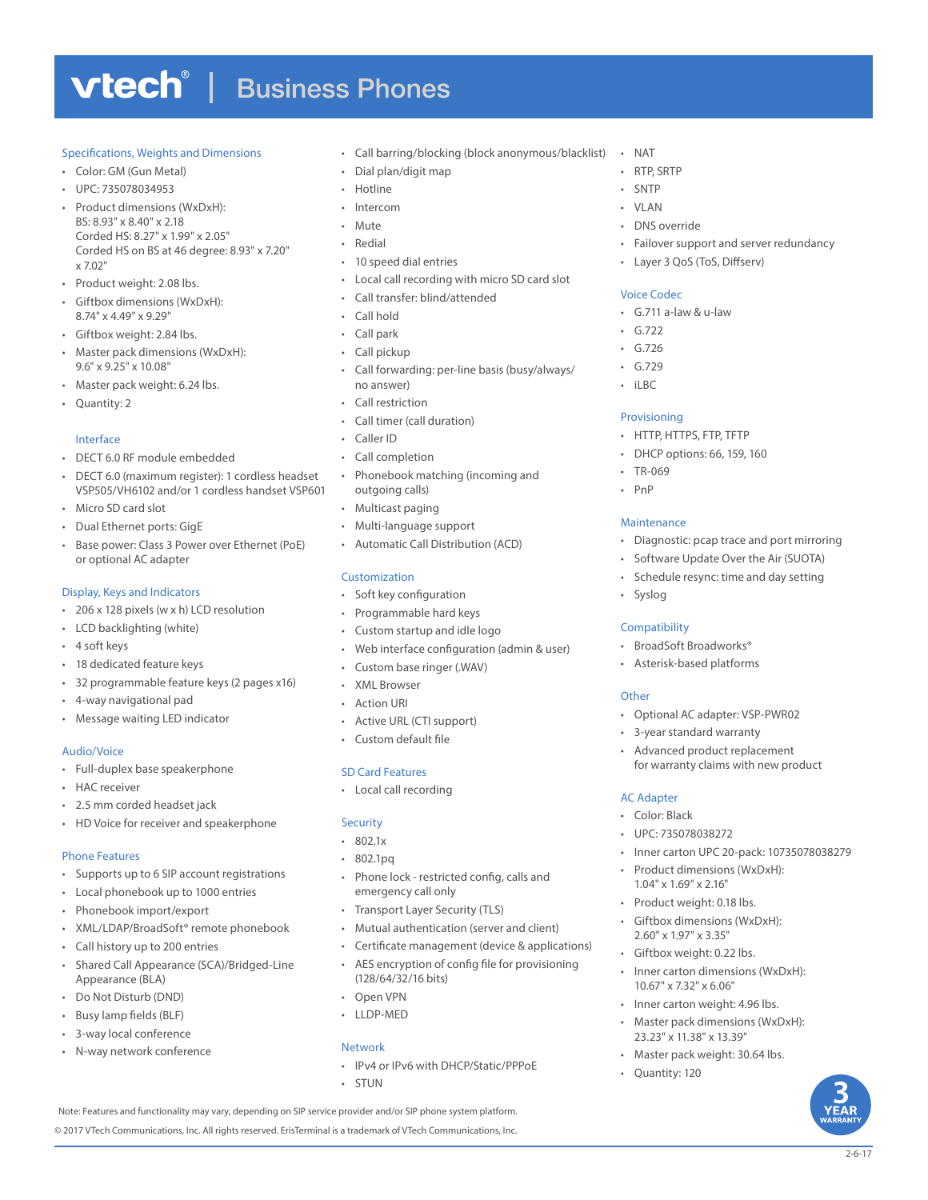# vtech® | Business Phones

## Specifications, Weights and Dimensions

- Color: GM (Gun Metal)
- UPC: 735078034953
- Product dimensions (WxDxH):
  BS: 8.93" x 8.40" x 2.18
  Corded HS: 8.27" x 1.99" x 2.05"
  Corded HS on BS at 46 degree: 8.93" x 7.20" x 7.02"
- Product weight: 2.08 lbs.
- Giftbox dimensions (WxDxH):
  8.74" x 4.49" x 9.29"
- Giftbox weight: 2.84 lbs.
- Master pack dimensions (WxDxH):
  9.6" x 9.25" x 10.08"
- Master pack weight: 6.24 lbs.
- Quantity: 2

## Interface

- DECT 6.0 RF module embedded
- DECT 6.0 (maximum register): 1 cordless headset VSP505/VH6102 and/or 1 cordless handset VSP601
- Micro SD card slot
- Dual Ethernet ports: GigE
- Base power: Class 3 Power over Ethernet (PoE) or optional AC adapter

## Display, Keys and Indicators

- 206 x 128 pixels (w x h) LCD resolution
- LCD backlighting (white)
- 4 soft keys
- 18 dedicated feature keys
- 32 programmable feature keys (2 pages x16)
- 4-way navigational pad
- Message waiting LED indicator

## Audio/Voice

- Full-duplex base speakerphone
- HAC receiver
- 2.5 mm corded headset jack
- HD Voice for receiver and speakerphone

## Phone Features

- Supports up to 6 SIP account registrations
- Local phonebook up to 1000 entries
- Phonebook import/export
- XML/LDAP/BroadSoft® remote phonebook
- Call history up to 200 entries
- Shared Call Appearance (SCA)/Bridged-Line Appearance (BLA)
- Do Not Disturb (DND)
- Busy lamp fields (BLF)
- 3-way local conference
- N-way network conference
- Call barring/blocking (block anonymous/blacklist)
- Dial plan/digit map
- Hotline
- Intercom
- Mute
- Redial
- 10 speed dial entries
- Local call recording with micro SD card slot
- Call transfer: blind/attended
- Call hold
- Call park
- Call pickup
- Call forwarding: per-line basis (busy/always/no answer)
- Call restriction
- Call timer (call duration)
- Caller ID
- Call completion
- Phonebook matching (incoming and outgoing calls)
- Multicast paging
- Multi-language support
- Automatic Call Distribution (ACD)

## Customization

- Soft key configuration
- Programmable hard keys
- Custom startup and idle logo
- Web interface configuration (admin & user)
- Custom base ringer (.WAV)
- XML Browser
- Action URI
- Active URL (CTI support)
- Custom default file

## SD Card Features

- Local call recording

## Security

- 802.1x
- 802.1pq
- Phone lock - restricted config, calls and emergency call only
- Transport Layer Security (TLS)
- Mutual authentication (server and client)
- Certificate management (device & applications)
- AES encryption of config file for provisioning (128/64/32/16 bits)
- Open VPN
- LLDP-MED

## Network

- IPv4 or IPv6 with DHCP/Static/PPPoE
- STUN
- NAT
- RTP, SRTP
- SNTP
- VLAN
- DNS override
- Failover support and server redundancy
- Layer 3 QoS (ToS, Diffserv)

## Voice Codec

- G.711 a-law & u-law
- G.722
- G.726
- G.729
- iLBC

## Provisioning

- HTTP, HTTPS, FTP, TFTP
- DHCP options: 66, 159, 160
- TR-069
- PnP

## Maintenance

- Diagnostic: pcap trace and port mirroring
- Software Update Over the Air (SUOTA)
- Schedule resync: time and day setting
- Syslog

## Compatibility

- BroadSoft Broadworks®
- Asterisk-based platforms

## Other

- Optional AC adapter: VSP-PWR02
- 3-year standard warranty
- Advanced product replacement for warranty claims with new product

## AC Adapter

- Color: Black
- UPC: 735078038272
- Inner carton UPC 20-pack: 10735078038279
- Product dimensions (WxDxH):
  1.04" x 1.69" x 2.16"
- Product weight: 0.18 lbs.
- Giftbox dimensions (WxDxH):
  2.60" x 1.97" x 3.35"
- Giftbox weight: 0.22 lbs.
- Inner carton dimensions (WxDxH):
  10.67" x 7.32" x 6.06"
- Inner carton weight: 4.96 lbs.
- Master pack dimensions (WxDxH):
  23.23" x 11.38" x 13.39"
- Master pack weight: 30.64 lbs.
- Quantity: 120

3 YEAR WARRANTY

Note: Features and functionality may vary, depending on SIP service provider and/or SIP phone system platform.

© 2017 VTech Communications, Inc. All rights reserved. ErisTerminal is a trademark of VTech Communications, Inc.

2-6-17